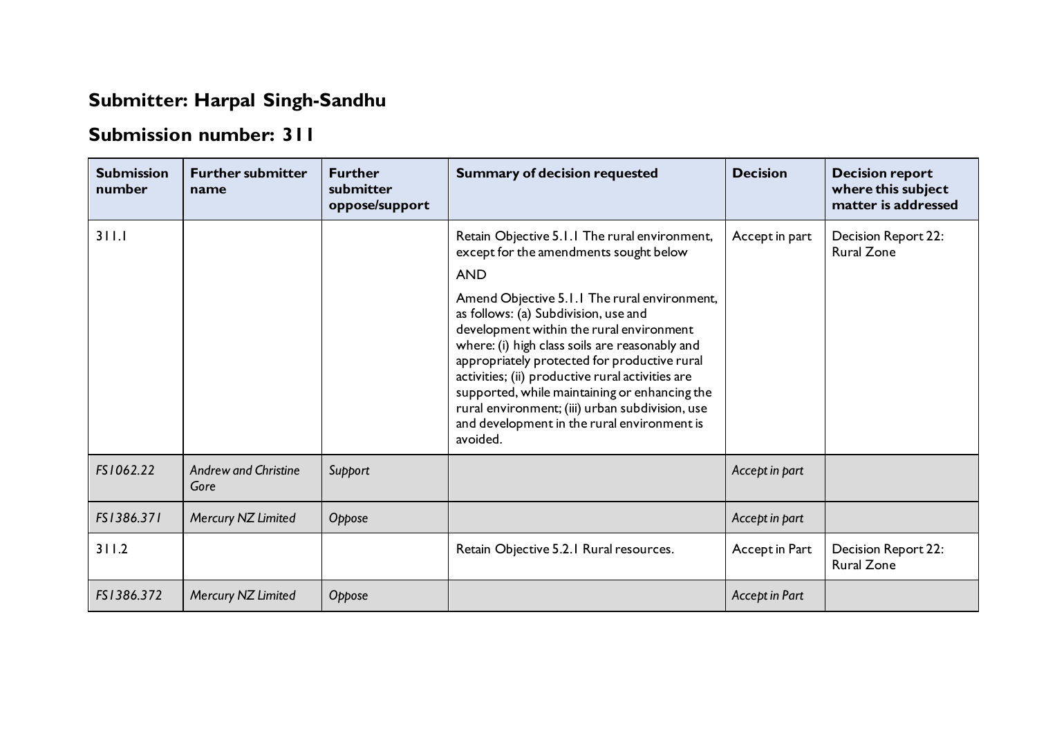## Submitter: Harpal Singh-Sandhu

## Submission number: 311

| Submission number | Further submitter name | Further submitter oppose/support | Summary of decision requested | Decision | Decision report where this subject matter is addressed |
|---|---|---|---|---|---|
| 311.1 | | | Retain Objective 5.1.1 The rural environment, except for the amendments sought below<br><br>AND<br><br>Amend Objective 5.1.1 The rural environment, as follows: (a) Subdivision, use and development within the rural environment where: (i) high class soils are reasonably and appropriately protected for productive rural activities; (ii) productive rural activities are supported, while maintaining or enhancing the rural environment; (iii) urban subdivision, use and development in the rural environment is avoided. | Accept in part | Decision Report 22: Rural Zone |
| *FS1062.22* | *Andrew and Christine Gore* | *Support* | | *Accept in part* | |
| *FS1386.371* | *Mercury NZ Limited* | *Oppose* | | *Accept in part* | |
| 311.2 | | | Retain Objective 5.2.1 Rural resources. | Accept in Part | Decision Report 22: Rural Zone |
| *FS1386.372* | *Mercury NZ Limited* | *Oppose* | | *Accept in Part* | |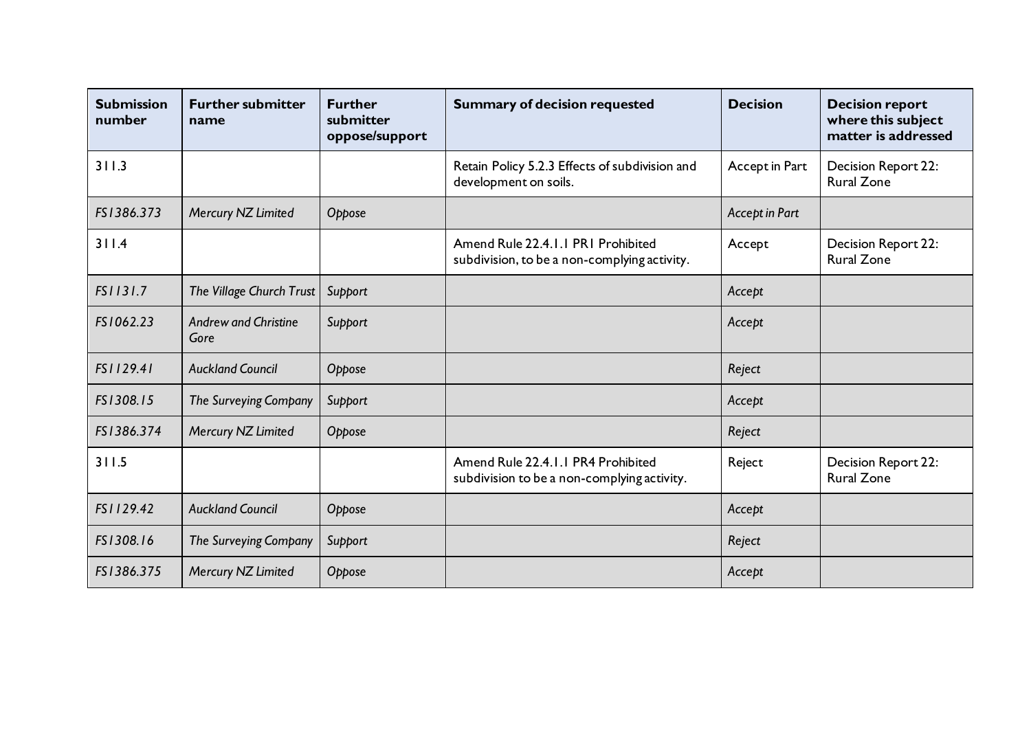| Submission number | Further submitter name | Further submitter oppose/support | Summary of decision requested | Decision | Decision report where this subject matter is addressed |
|---|---|---|---|---|---|
| 311.3 | | | Retain Policy 5.2.3 Effects of subdivision and development on soils. | Accept in Part | Decision Report 22: Rural Zone |
| *FS1386.373* | *Mercury NZ Limited* | *Oppose* | | *Accept in Part* | |
| 311.4 | | | Amend Rule 22.4.1.1 PR1 Prohibited subdivision, to be a non-complying activity. | Accept | Decision Report 22: Rural Zone |
| *FS1131.7* | *The Village Church Trust* | *Support* | | *Accept* | |
| *FS1062.23* | *Andrew and Christine Gore* | *Support* | | *Accept* | |
| *FS1129.41* | *Auckland Council* | *Oppose* | | *Reject* | |
| *FS1308.15* | *The Surveying Company* | *Support* | | *Accept* | |
| *FS1386.374* | *Mercury NZ Limited* | *Oppose* | | *Reject* | |
| 311.5 | | | Amend Rule 22.4.1.1 PR4 Prohibited subdivision to be a non-complying activity. | Reject | Decision Report 22: Rural Zone |
| *FS1129.42* | *Auckland Council* | *Oppose* | | *Accept* | |
| *FS1308.16* | *The Surveying Company* | *Support* | | *Reject* | |
| *FS1386.375* | *Mercury NZ Limited* | *Oppose* | | *Accept* | |